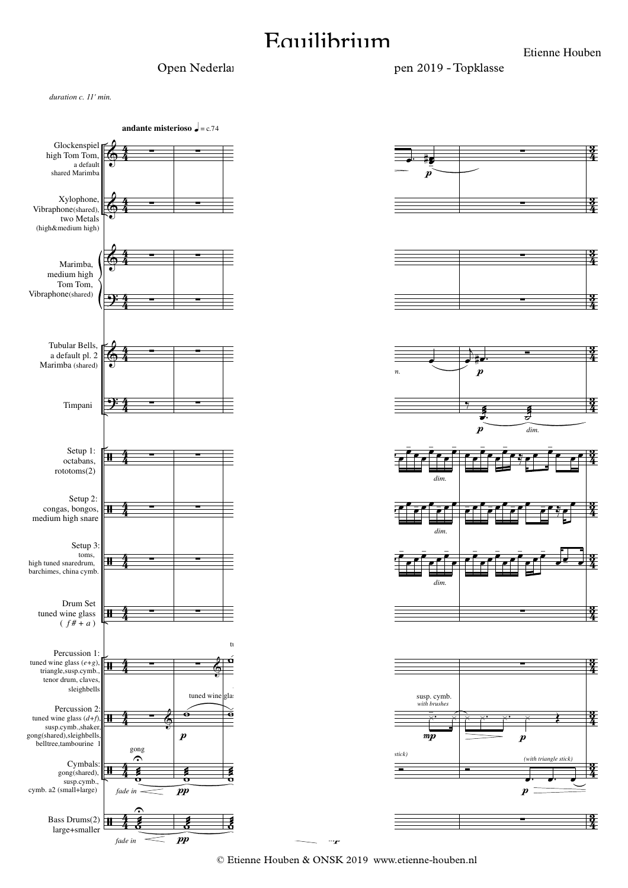# Equilibrium

Etienne Houben

Open Nederlan... pen 2019 - Topklasse

*duration c. 11' min.*

**andante misterioso** ♩ = c.74

Glockenspiel, high Tom Tom, a default shared Marimba

Xylophone, Vibraphone(shared), two Metals (high&medium high)

Marimba, medium high Tom Tom, Vibraphone(shared)

Tubular Bells, a default pl. 2 Marimba (shared)

Timpani

Setup 1: octabans, rototoms(2)

Setup 2: congas, bongos, medium high snare

Setup 3: toms, high tuned snaredrum, barchimes, china cymb.

Drum Set, tuned wine glass ( *f# + a* )

Percussion 1: tuned wine glass (*e+g*), triangle, susp.cymb., tenor drum, claves, sleighbells

Percussion 2: tuned wine glass (*d+f*), susp.cymb., shaker, gong(shared), sleighbells, belltree, tambourine 1

Cymbals: gong(shared), susp.cymb., cymb. a2 (small+large)

Bass Drums(2) large+smaller

© Etienne Houben & ONSK 2019 www.etienne-houben.nl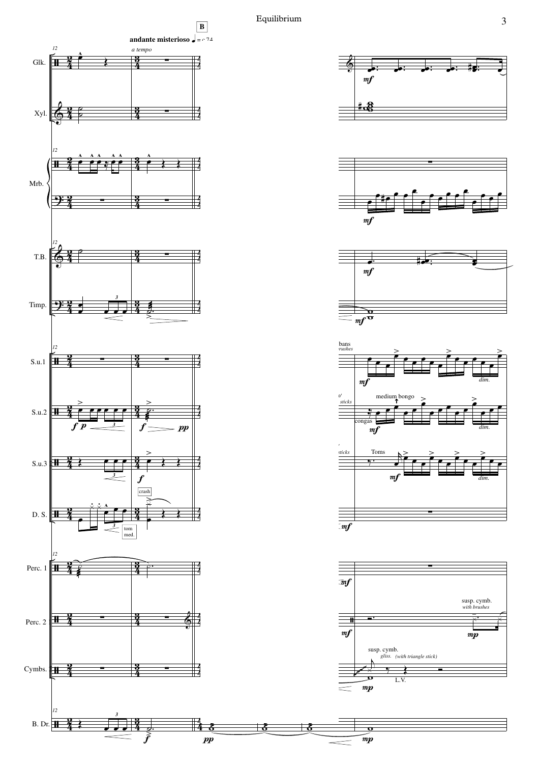**B**

**andante misterioso** ♩ = c 74

*a tempo*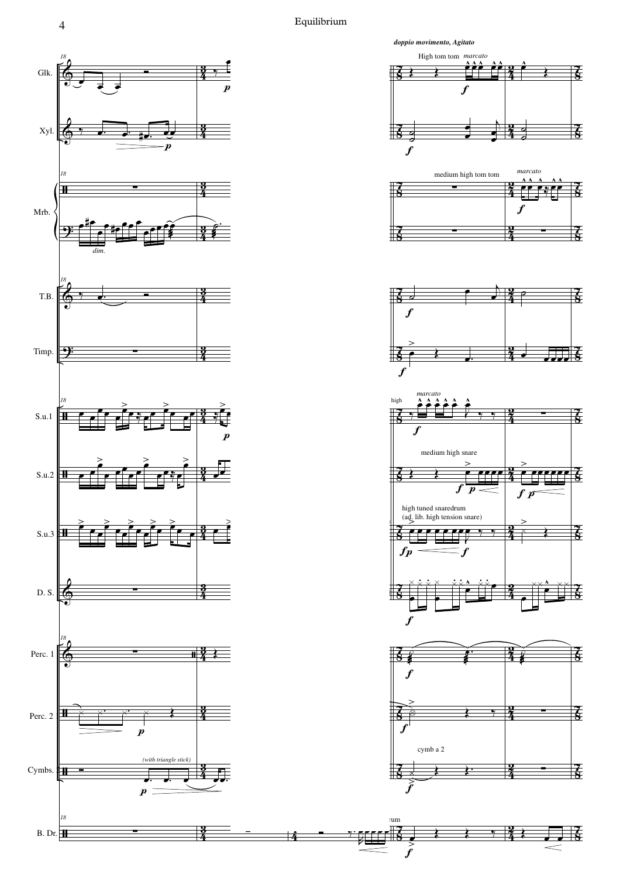*doppio movimento, Agitato*

Glk. — High tom tom *marcato*

Xyl.

Mrb. — medium high tom tom *marcato*; *dim.*

T.B.

Timp.

S.u.1 — high *marcato*

S.u.2 — medium high snare

S.u.3 — high tuned snaredrum (ad. lib. high tension snare)

D. S.

Perc. 1

Perc. 2

Cymbs. — *(with triangle stick)*; cymb a 2

B. Dr. — rum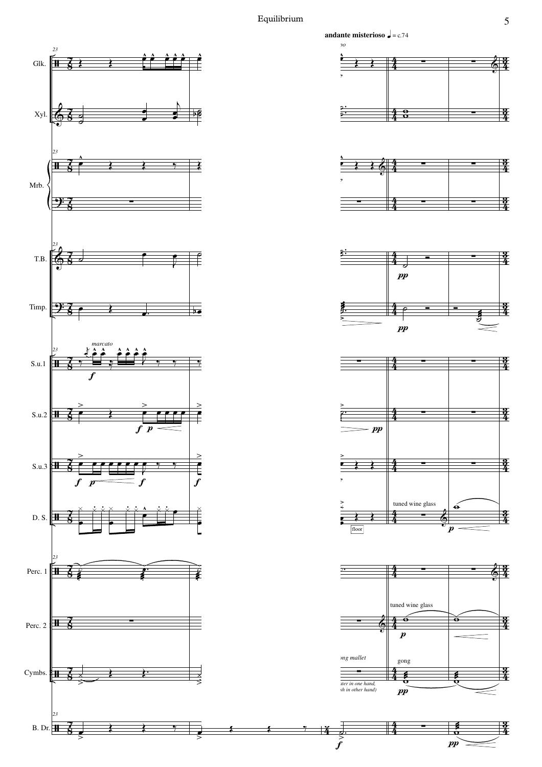**andante misterioso** ♩ = c.74

Glk.

Xyl.

Mrb.

T.B.

Timp.

S.u.1 — *marcato*

S.u.2

S.u.3

D. S. — floor — tuned wine glass

Perc. 1

Perc. 2 — tuned wine glass

Cymbs. — ong mallet — gong — ter in one hand, sh in other hand)

B. Dr.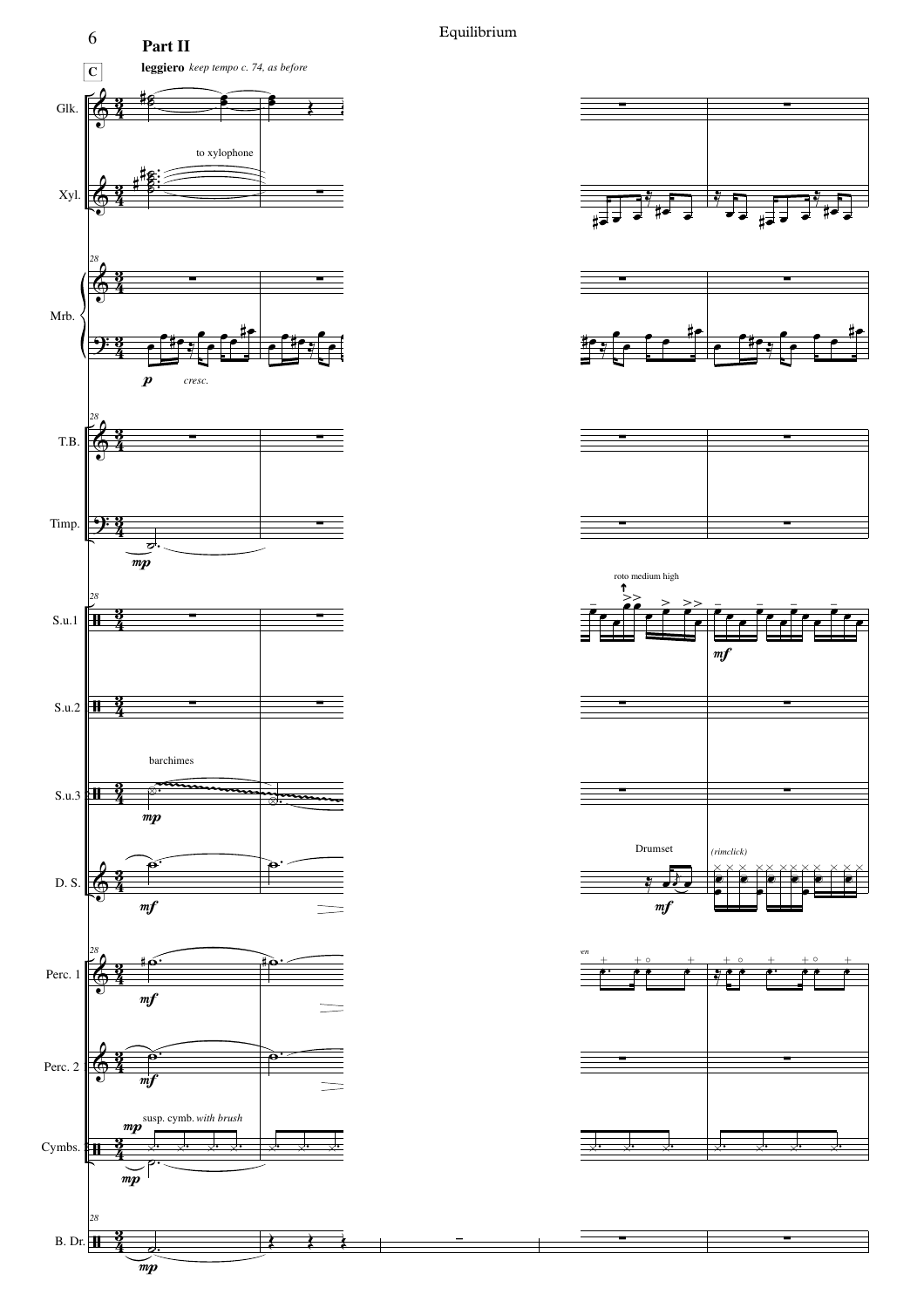## Part II

C

**leggiero** *keep tempo c. 74, as before*

Glk.

to xylophone

Xyl.

Mrb.

*p* *cresc.*

T.B.

Timp.

*mp*

roto medium high

S.u.1

*mf*

S.u.2

barchimes

S.u.3

*mp*

Drumset

*(rimclick)*

D. S.

*mf*

*mf*

Perc. 1

*mf*

Perc. 2

*mf*

susp. cymb. *with brush*

*mp*

Cymbs.

*mp*

B. Dr.

*mp*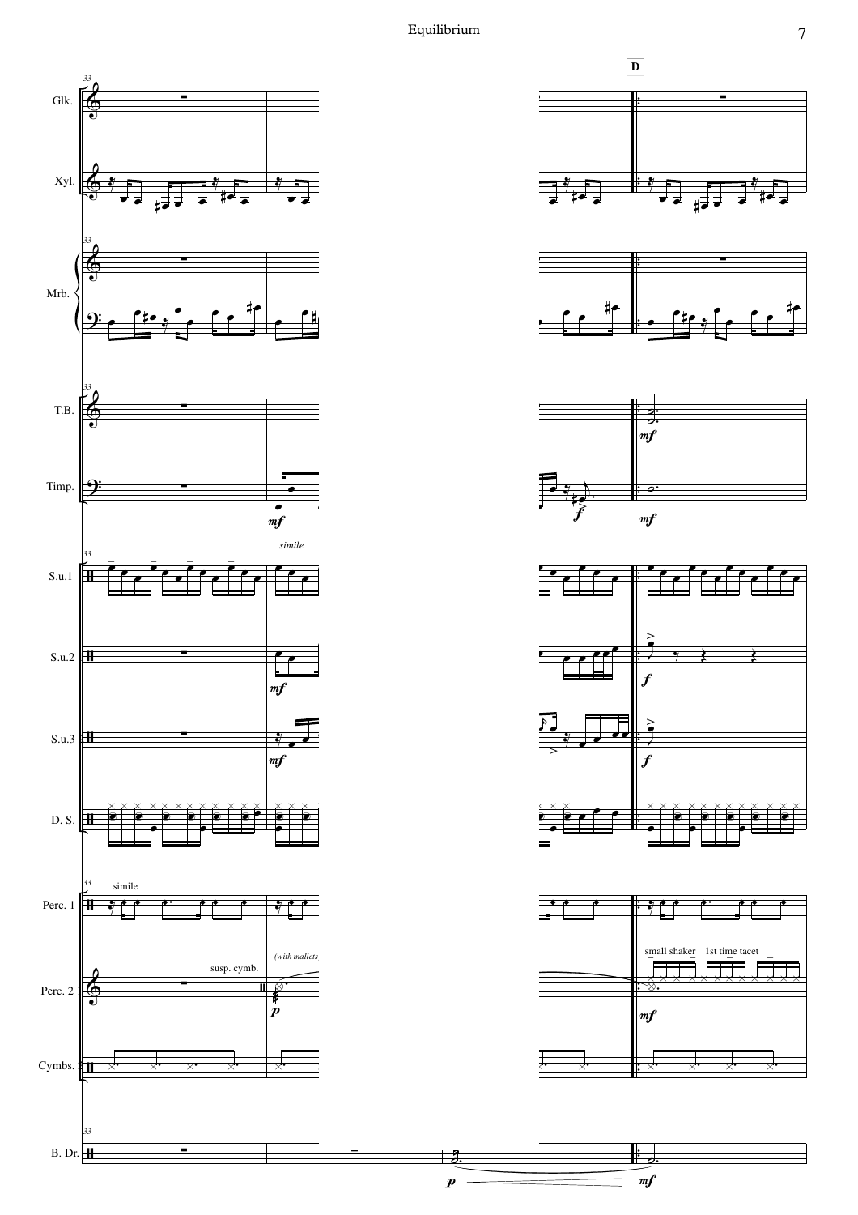**D**

Glk.

Xyl.

Mrb.

T.B.

Timp.

S.u.1

S.u.2

S.u.3

D. S.

Perc. 1

Perc. 2

Cymbs.

B. Dr.

*simile*

simile

susp. cymb.

*(with mallets*

small shaker

1st time tacet

*mf* *f* *p*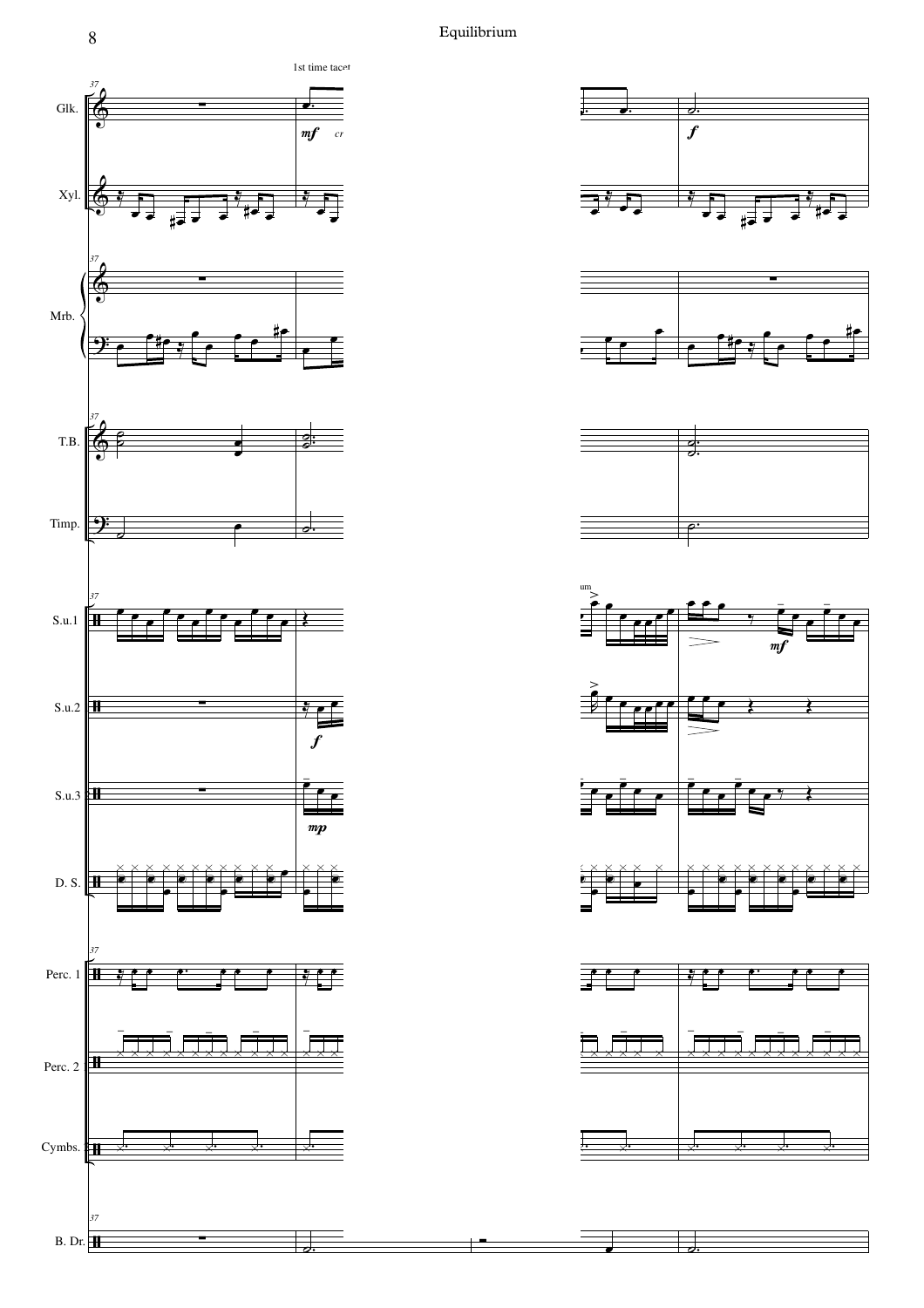Equilibrium

37

Glk.

1st time tacet

*mf* *cr*

*f*

Xyl.

Mrb.

T.B.

Timp.

S.u.1

um

*mf*

S.u.2

*f*

S.u.3

*mp*

D. S.

Perc. 1

Perc. 2

Cymbs.

B. Dr.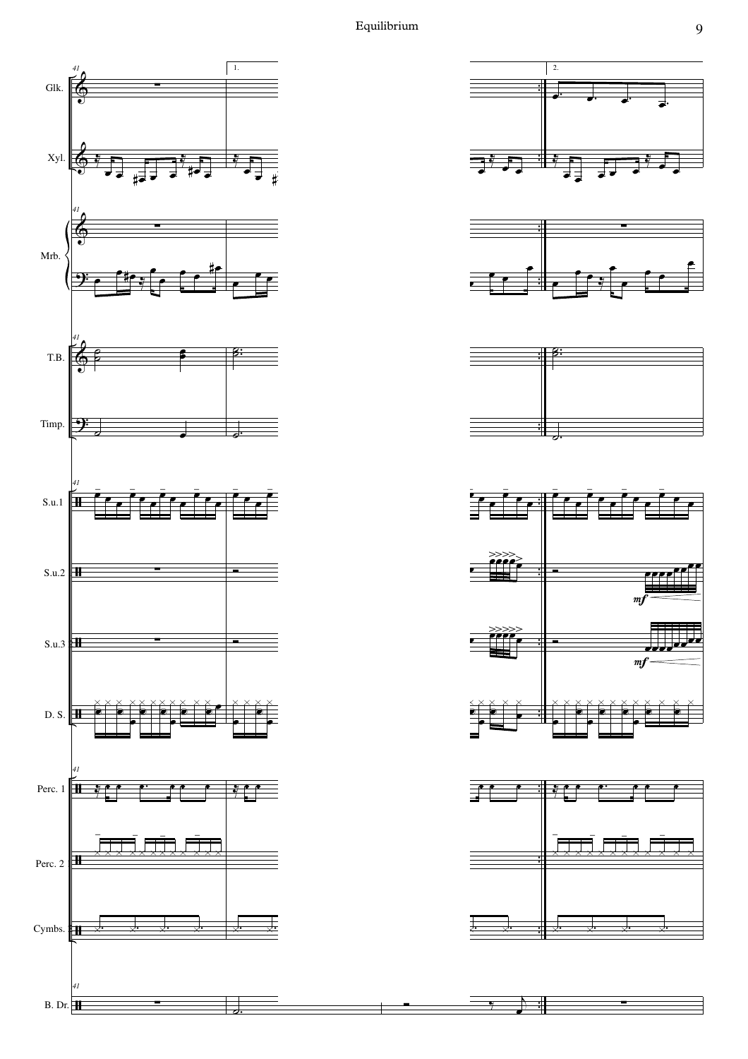Glk.

Xyl.

Mrb.

T.B.

Timp.

S.u.1

S.u.2

S.u.3

D. S.

Perc. 1

Perc. 2

Cymbs.

B. Dr.

41

1.

2.

*mf*

*mf*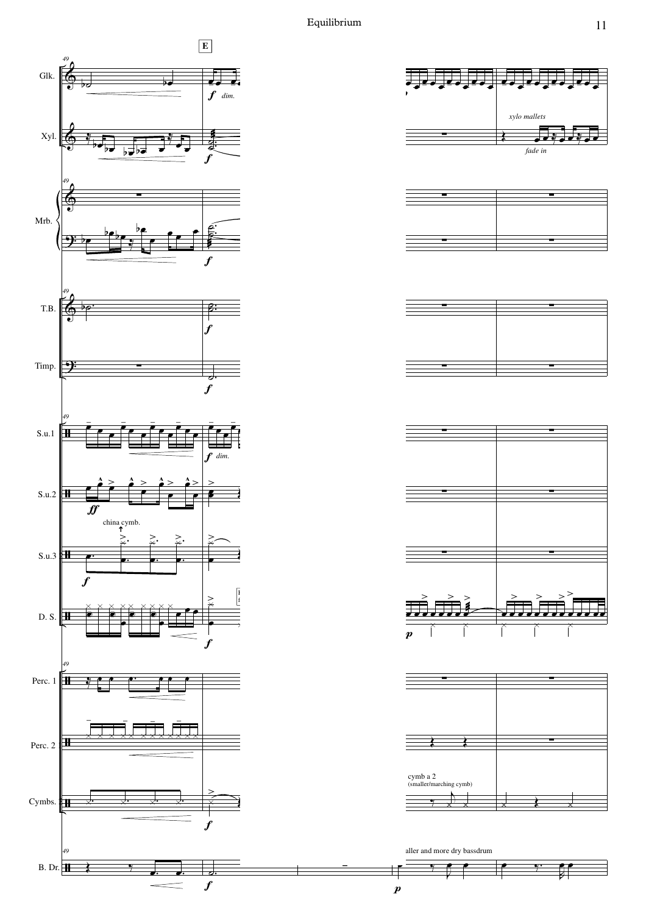E

Glk.

*f* *dim.*

Xyl.

*xylo mallets*

*fade in*

*f*

Mrb.

*f*

T.B.

*f*

Timp.

*f*

S.u.1

*f* *dim.*

S.u.2

*ff*

china cymb.

S.u.3

*f*

D. S.

*f*

*p*

Perc. 1

Perc. 2

cymb a 2
(smaller/marching cymb)

Cymbs.

*f*

aller and more dry bassdrum

B. Dr.

*f*

*p*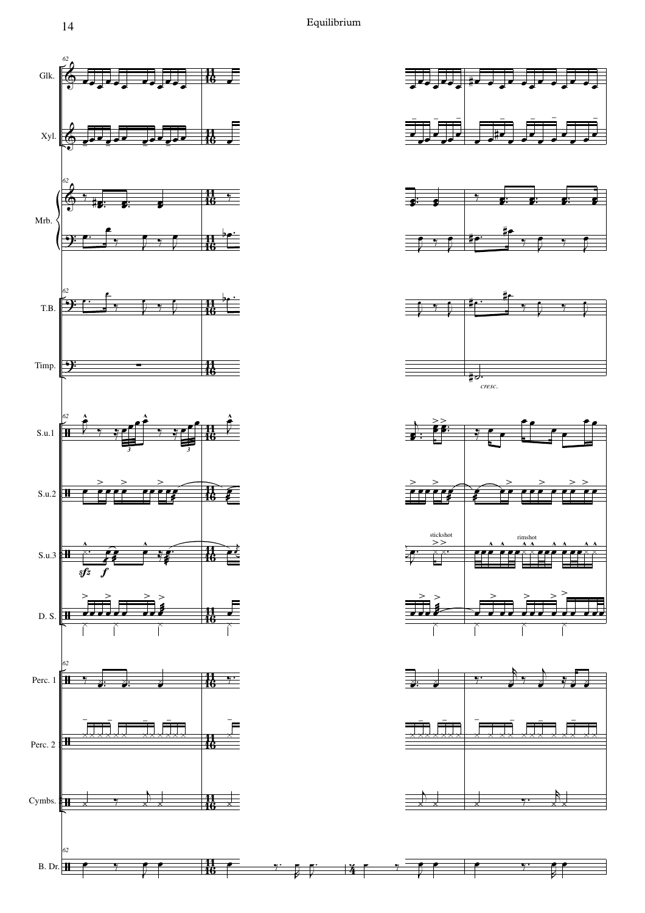Glk.

Xyl.

Mrb.

T.B.

Timp.

*cresc.*

S.u.1

S.u.2

S.u.3

*sfz* *f*

stickshot

rimshot

D. S.

Perc. 1

Perc. 2

Cymbs.

B. Dr.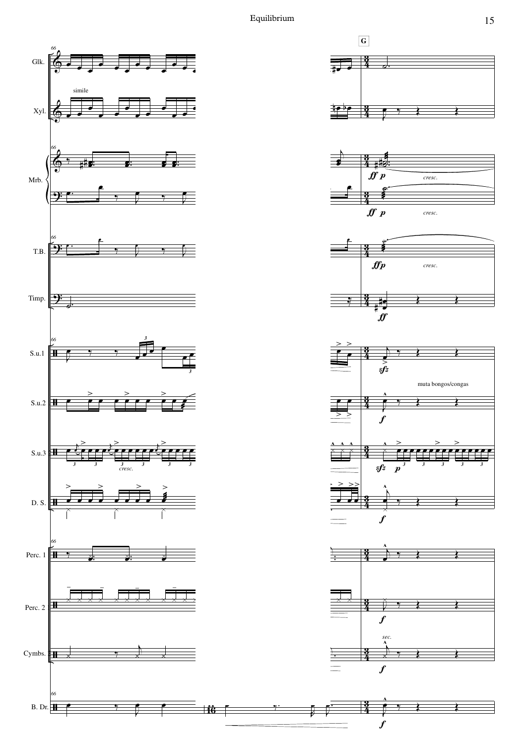**G**

Glk.

Xyl. — simile

Mrb. — *ff p* *cresc.*

T.B. — *ffp* *cresc.*

Timp. — *ff*

S.u.1 — *sfz*

S.u.2 — *f* muta bongos/congas

S.u.3 — *cresc.* *sfz* *p*

D. S. — *f*

Perc. 1

Perc. 2 — *f*

Cymbs. — *sec.* *f*

B. Dr. — *f*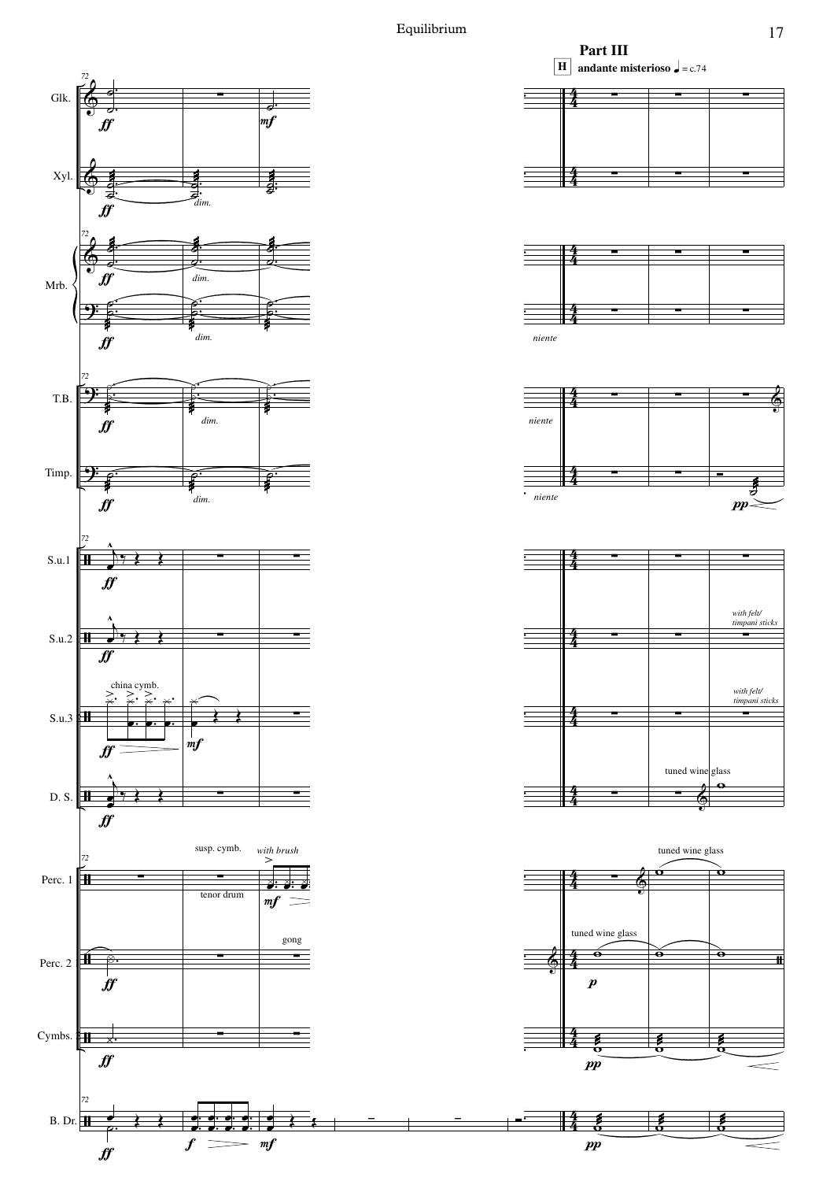## Part III

**H** **andante misterioso** ♩ = c.74

Glk. · Xyl. · Mrb. · T.B. · Timp. · S.u.1 · S.u.2 · S.u.3 · D. S. · Perc. 1 · Perc. 2 · Cymbs. · B. Dr.

*ff* · *mf* · *dim.* · *niente* · *pp* · *f* · *p*

china cymb. · susp. cymb. · tenor drum · *with brush* · gong · tuned wine glass · *with felt/ timpani sticks*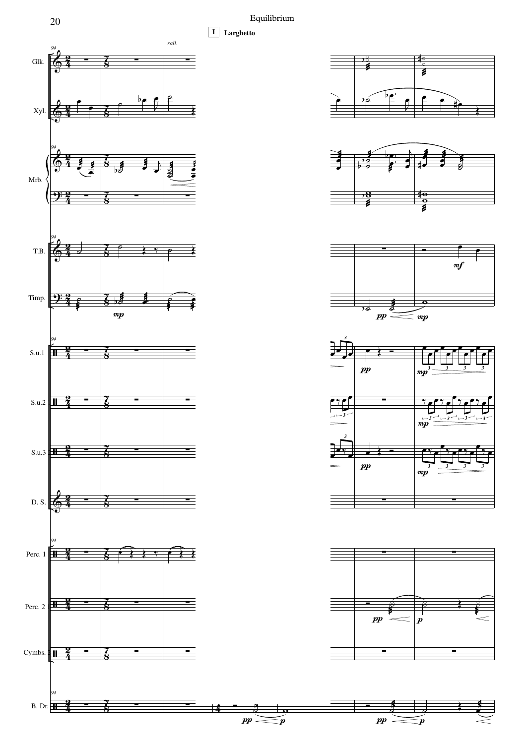Equilibrium

**I** **Larghetto**

*rall.*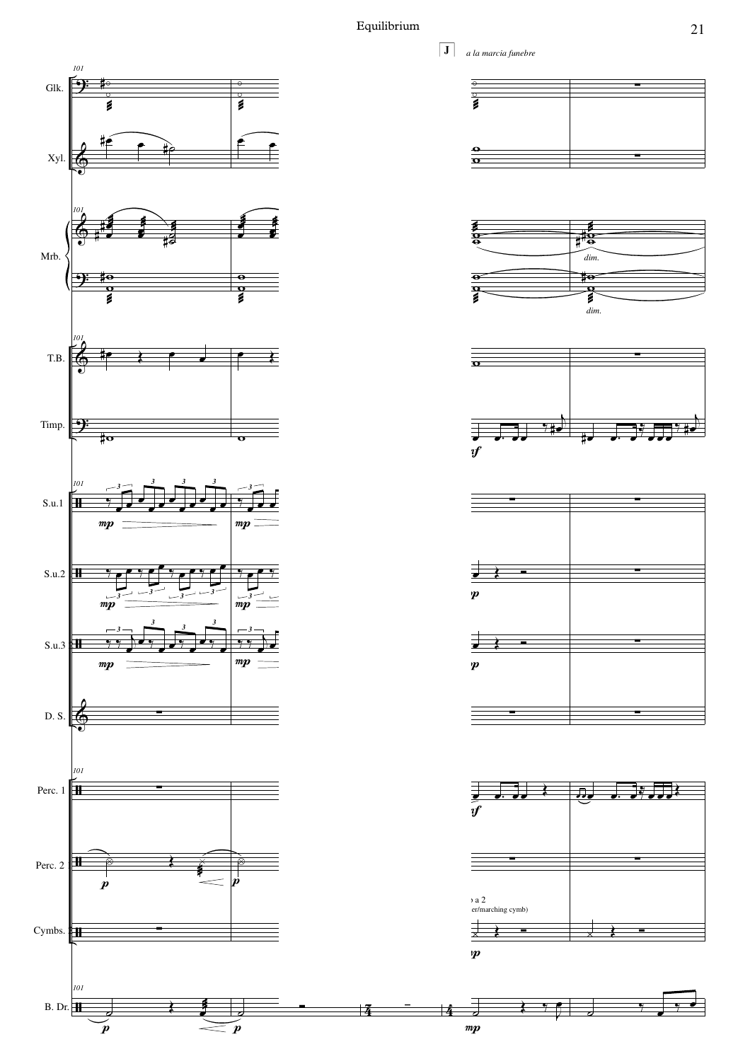**J** *a la marcia funebre*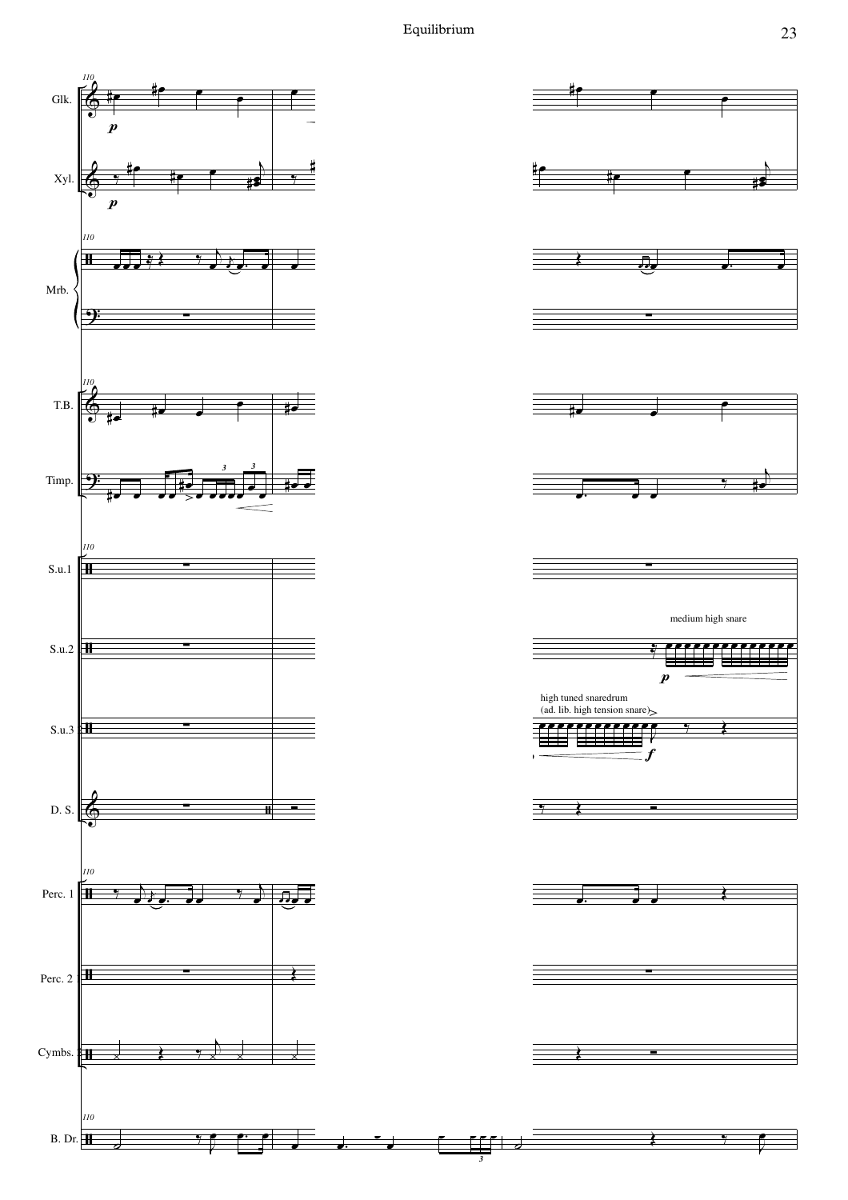Glk.

Xyl.

Mrb.

T.B.

Timp.

S.u.1

S.u.2

S.u.3

D. S.

Perc. 1

Perc. 2

Cymbs.

B. Dr.

medium high snare

high tuned snaredrum
(ad. lib. high tension snare)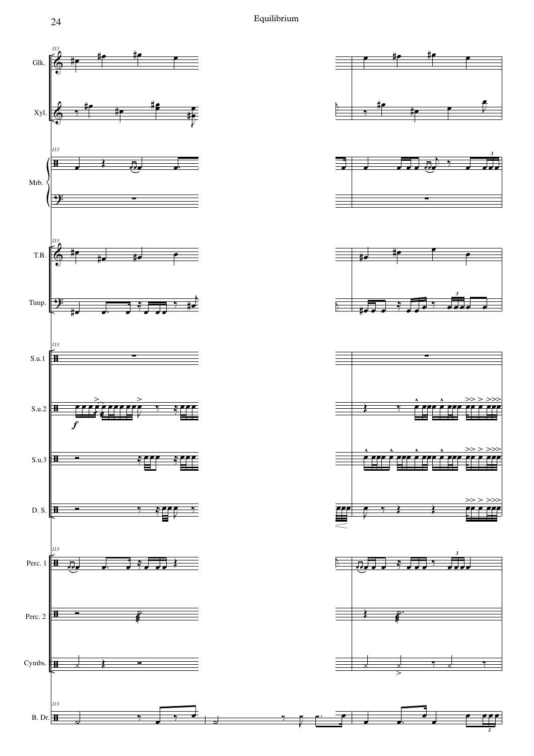Equilibrium

113

Glk.

Xyl.

Mrb.

T.B.

Timp.

S.u.1

S.u.2

*f*

S.u.3

D. S.

Perc. 1

Perc. 2

Cymbs.

B. Dr.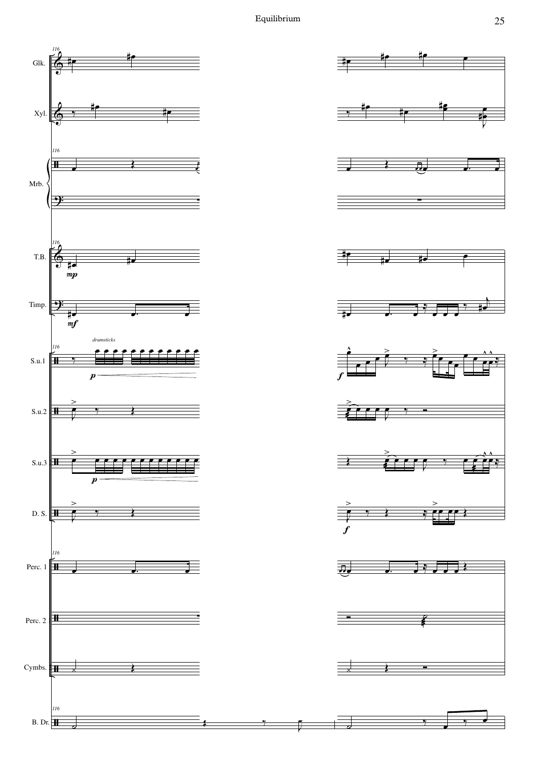116

Glk.

Xyl.

Mrb.

T.B.

*mp*

Timp.

*mf*

*drumsticks*

S.u.1

*p*

*f*

S.u.2

S.u.3

*p*

D. S.

*f*

Perc. 1

Perc. 2

Cymbs.

B. Dr.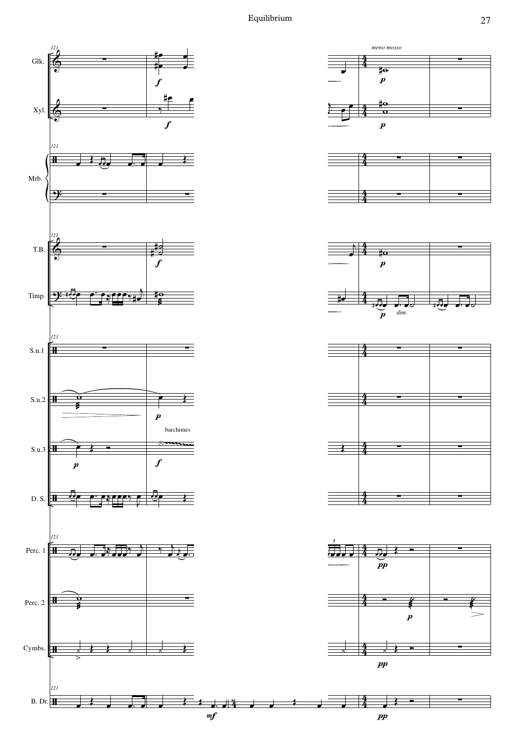*meno mosso*

121

Glk.

Xyl.

Mrb.

T.B.

Timp.

S.u.1

S.u.2

S.u.3

barchimes

D. S.

Perc. 1

Perc. 2

Cymbs.

B. Dr.

*dim.*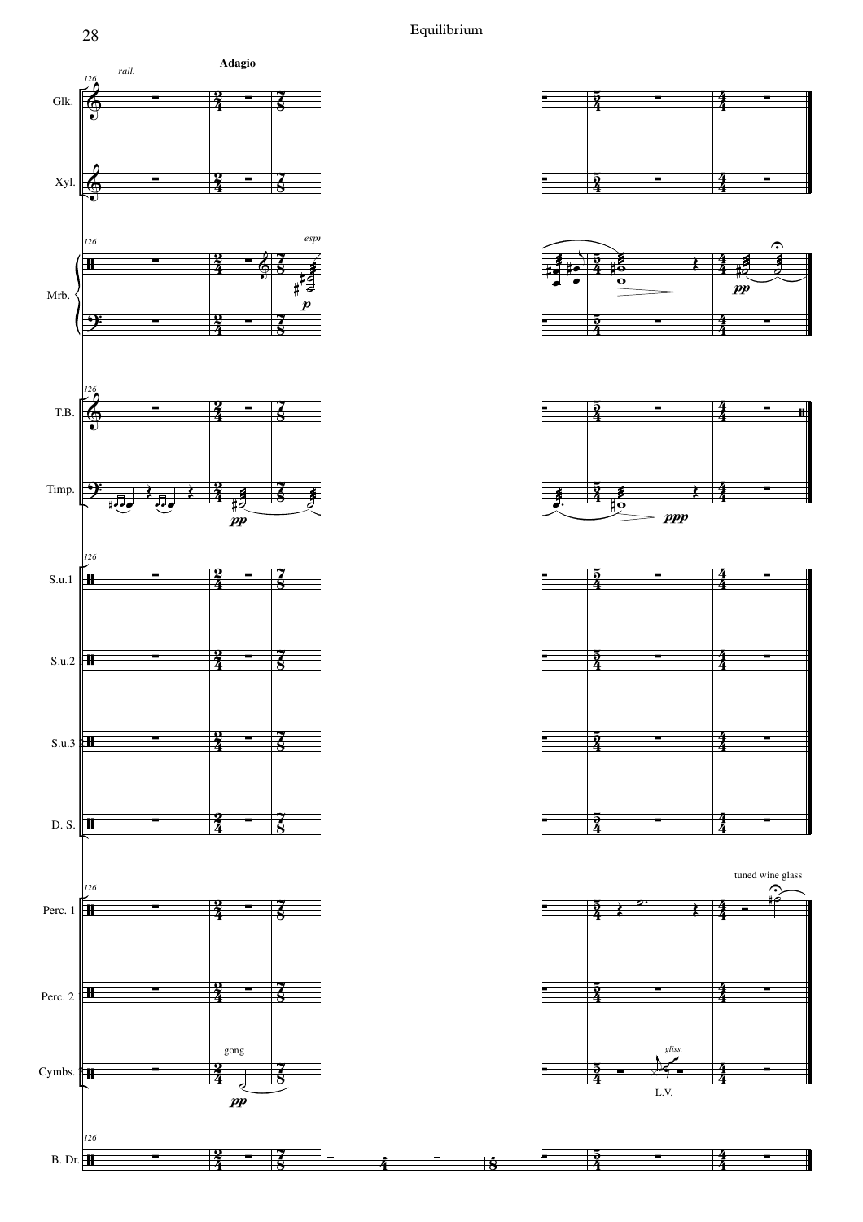rall.

**Adagio**

Glk.

Xyl.

Mrb.

esp

*p*

*pp*

T.B.

Timp.

*pp*

*ppp*

S.u.1

S.u.2

S.u.3

D. S.

Perc. 1

tuned wine glass

Perc. 2

Cymbs.

gong

*pp*

*gliss.*

L.V.

B. Dr.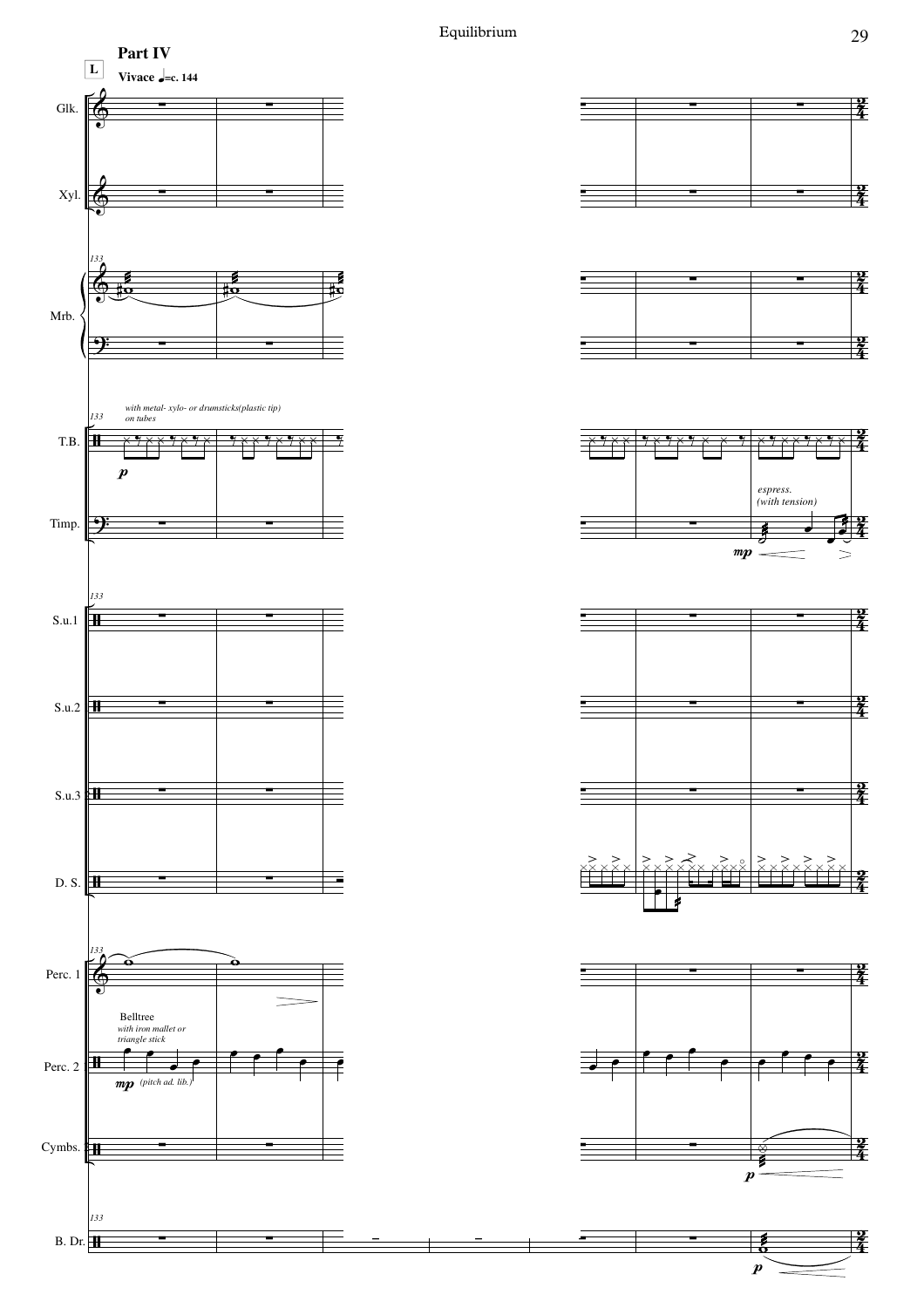## Part IV

L

**Vivace** ♩=c. 144

Glk.

Xyl.

133

Mrb.

133

*with metal- xylo- or drumsticks(plastic tip) on tubes*

T.B.

*p*

*espress. (with tension)*

Timp.

*mp*

133

S.u.1

S.u.2

S.u.3

D. S.

133

Perc. 1

Belltree
*with iron mallet or triangle stick*

Perc. 2

*mp* *(pitch ad. lib.)*

Cymbs.

*p*

133

B. Dr.

*p*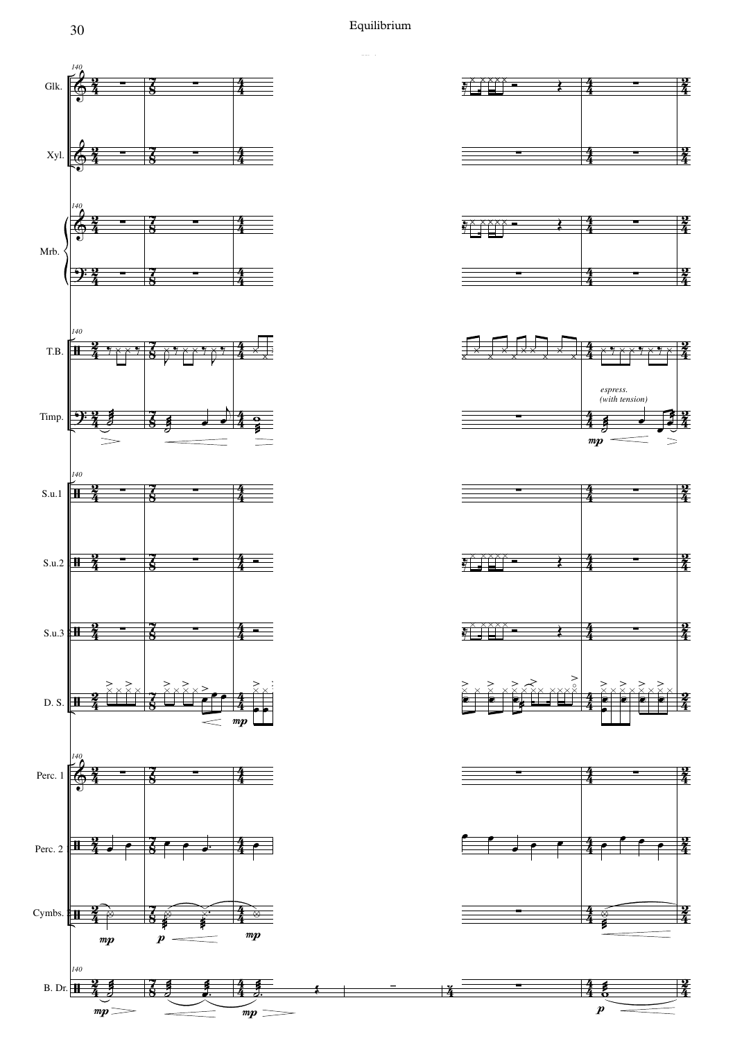140

Glk.

Xyl.

Mrb.

T.B.

Timp.

*espress.*
*(with tension)*

S.u.1

S.u.2

S.u.3

D. S.

Perc. 1

Perc. 2

Cymbs.

B. Dr.

*mp* *p* *mp*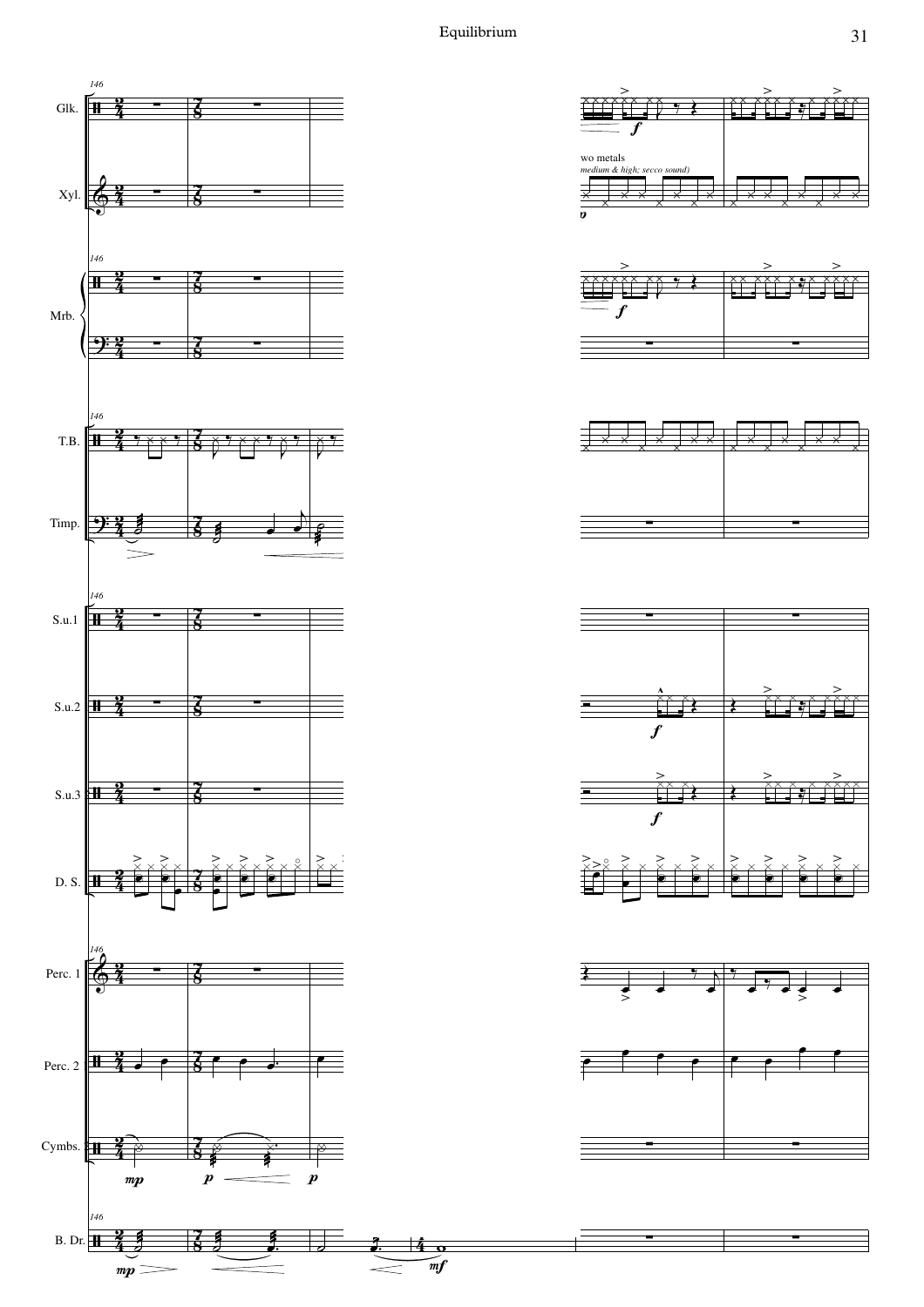Glk.

Xyl.

wo metals
*medium & high; secco sound)*

Mrb.

T.B.

Timp.

S.u.1

S.u.2

S.u.3

D. S.

Perc. 1

Perc. 2

Cymbs.

B. Dr.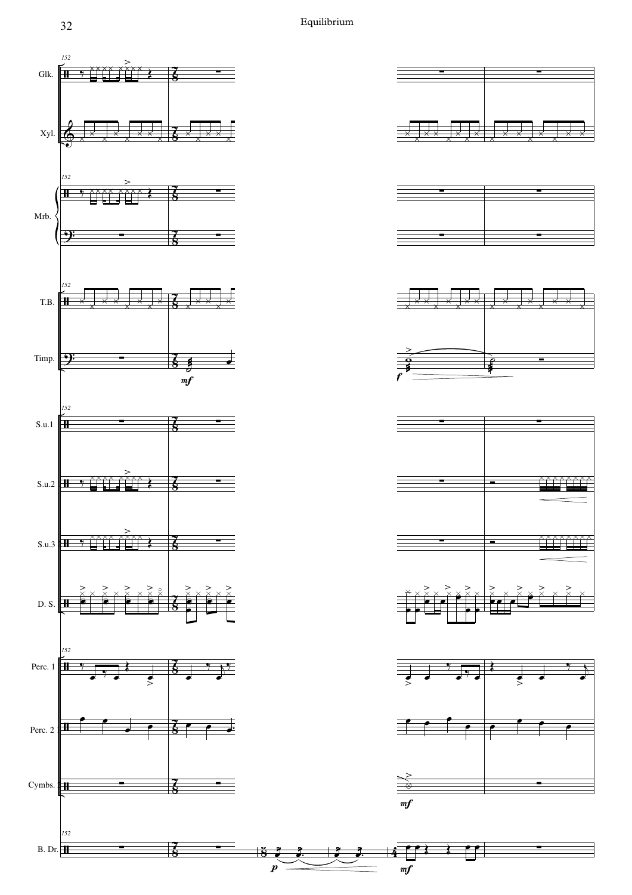Glk.

Xyl.

Mrb.

T.B.

Timp.

S.u.1

S.u.2

S.u.3

D. S.

Perc. 1

Perc. 2

Cymbs.

B. Dr.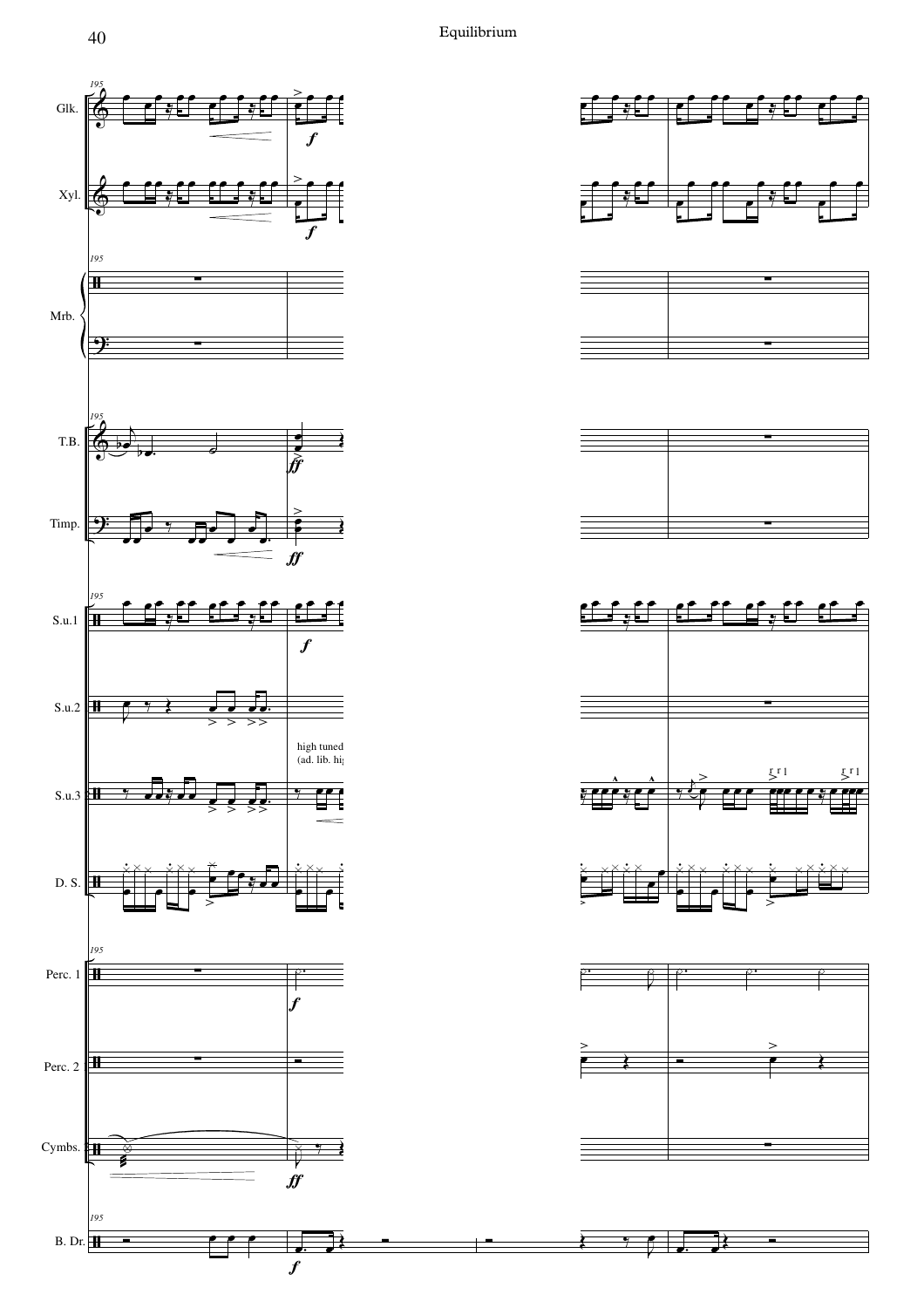195

Glk.

Xyl.

Mrb.

T.B.

Timp.

S.u.1

S.u.2

high tuned
(ad. lib. hi

S.u.3

D. S.

Perc. 1

Perc. 2

Cymbs.

B. Dr.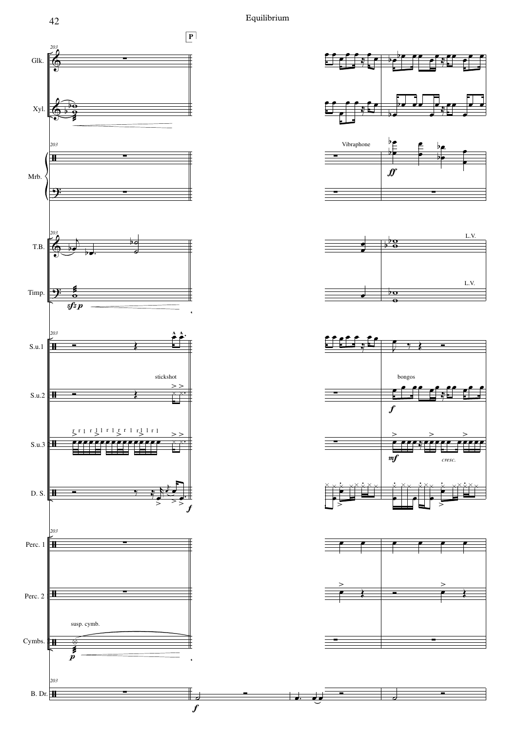**P**

Glk.

Xyl.

Mrb.

Vibraphone

*ff*

T.B.

L.V.

Timp.

*sfz p*

L.V.

S.u.1

S.u.2

stickshot

bongos

*f*

S.u.3

r r l r l l r l r r l r l l r l

*mf*

*cresc.*

D. S.

*f*

Perc. 1

Perc. 2

Cymbs.

susp. cymb.

*p*

B. Dr.

*f*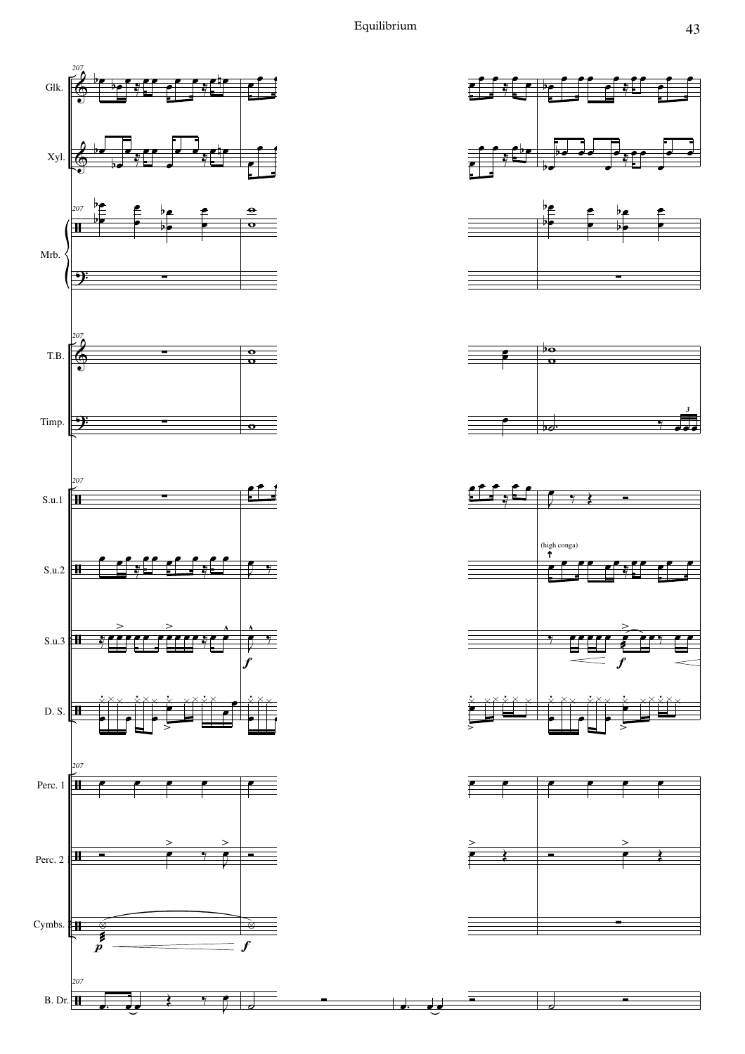207

Glk.

Xyl.

Mrb.

T.B.

Timp.

S.u.1

S.u.2

(high conga)

S.u.3

*f*

*f*

D. S.

Perc. 1

Perc. 2

Cymbs.

*p* *f*

B. Dr.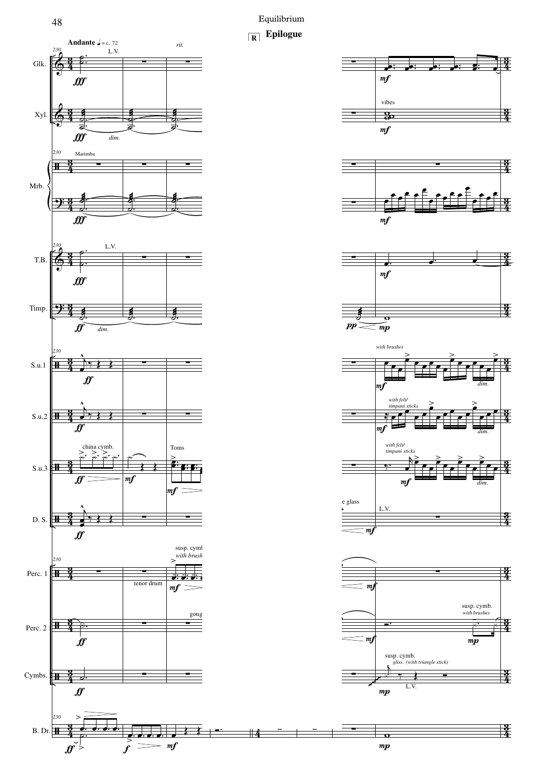## R Epilogue

**Andante** ♩ = c. 72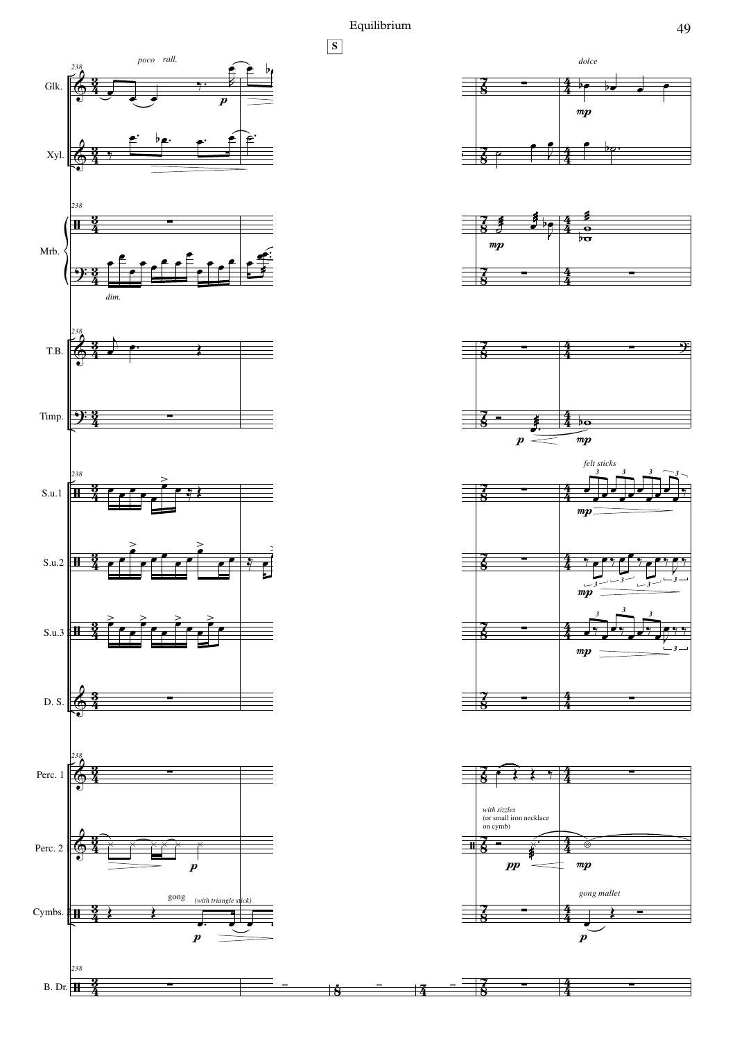**S**

Glk. — *poco rall.* — *p* — *dolce* — *mp*

Xyl.

Mrb. — *dim.* — *mp*

T.B.

Timp. — *p* — *mp*

S.u.1 — *felt sticks* — *mp*

S.u.2 — *mp*

S.u.3 — *mp*

D. S.

Perc. 1

Perc. 2 — *p* — *with sizzles* (or small iron necklace on cymb) — *pp* — *mp*

Cymbs. — gong *(with triangle stick)* — *p* — *gong mallet* — *p*

B. Dr.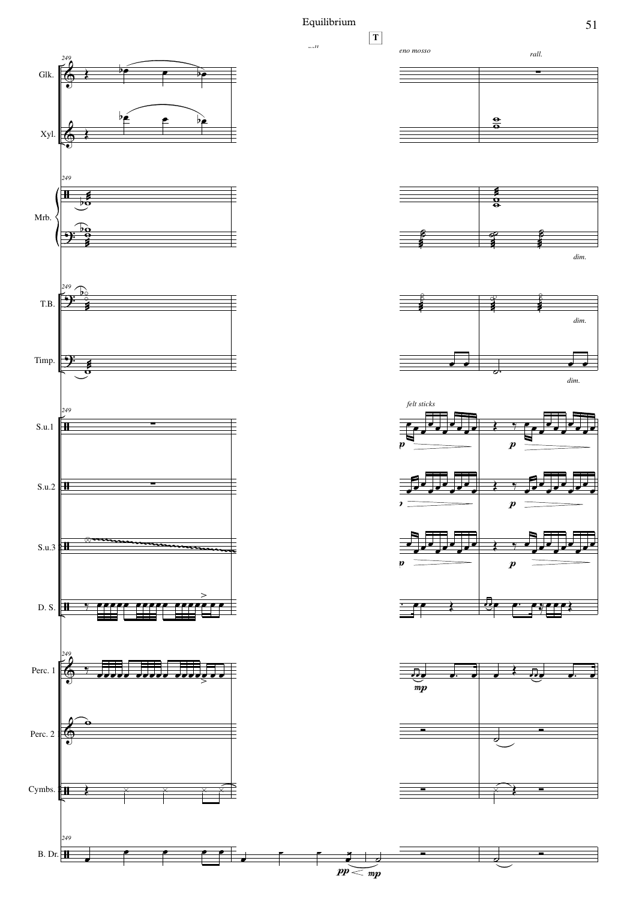**T**

*meno mosso* — *rall.*

Glk.

Xyl.

Mrb. — *dim.*

T.B. — *dim.*

Timp. — *dim.*

S.u.1 — *felt sticks* — *p* — *p*

S.u.2 — *p* — *p*

S.u.3 — *p* — *p*

D. S.

Perc. 1 — *mp*

Perc. 2

Cymbs.

B. Dr. — *pp* < *mp*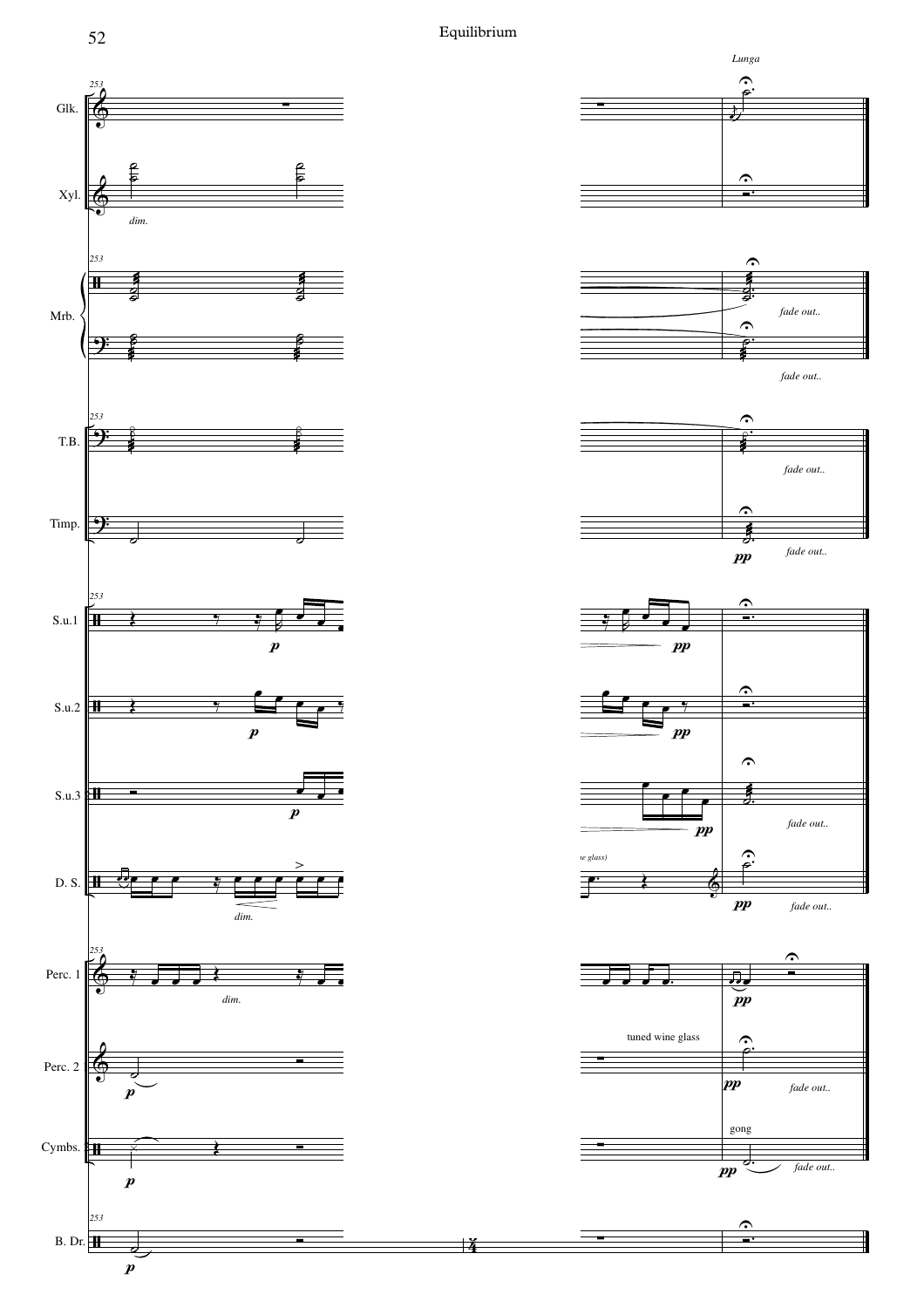*Lunga*

Glk.

Xyl.

*dim.*

Mrb.

*fade out..*

*fade out..*

T.B.

*fade out..*

Timp.

*pp* *fade out..*

S.u.1

*p*

*pp*

S.u.2

*p*

*pp*

S.u.3

*p*

*pp*

*fade out..*

D. S.

*dim.*

*(…e glass)*

*pp* *fade out..*

Perc. 1

*dim.*

*pp*

Perc. 2

*p*

tuned wine glass

*pp* *fade out..*

Cymbs.

*p*

gong

*pp* *fade out..*

B. Dr.

*p*